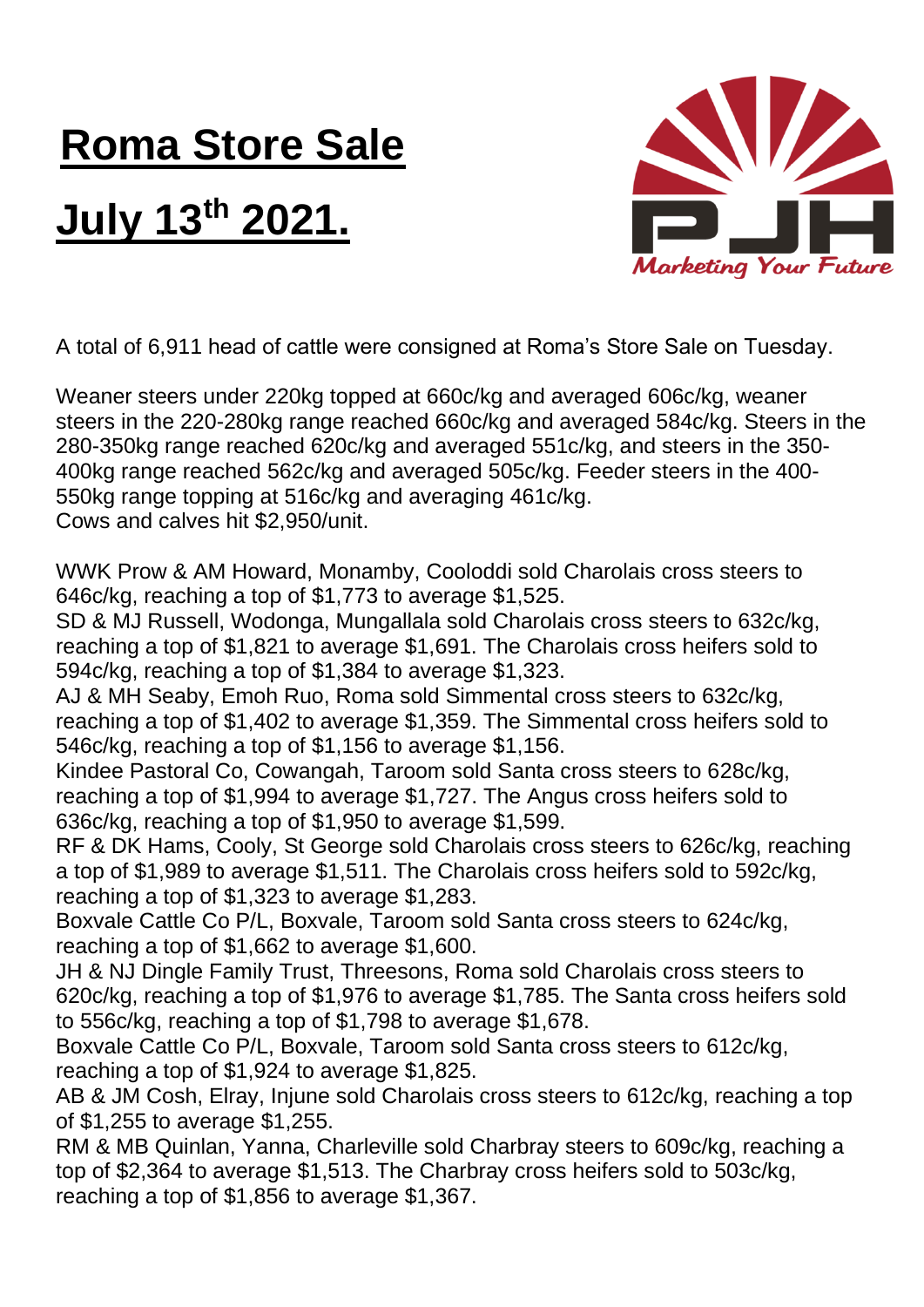# Roma Store Sale

# July 13th 2021.

PJH
*Marketing Your Future*

A total of 6,911 head of cattle were consigned at Roma's Store Sale on Tuesday.

Weaner steers under 220kg topped at 660c/kg and averaged 606c/kg, weaner steers in the 220-280kg range reached 660c/kg and averaged 584c/kg. Steers in the 280-350kg range reached 620c/kg and averaged 551c/kg, and steers in the 350-400kg range reached 562c/kg and averaged 505c/kg. Feeder steers in the 400-550kg range topping at 516c/kg and averaging 461c/kg.
Cows and calves hit $2,950/unit.

WWK Prow & AM Howard, Monamby, Cooloddi sold Charolais cross steers to 646c/kg, reaching a top of $1,773 to average $1,525.
SD & MJ Russell, Wodonga, Mungallala sold Charolais cross steers to 632c/kg, reaching a top of $1,821 to average $1,691. The Charolais cross heifers sold to 594c/kg, reaching a top of $1,384 to average $1,323.
AJ & MH Seaby, Emoh Ruo, Roma sold Simmental cross steers to 632c/kg, reaching a top of $1,402 to average $1,359. The Simmental cross heifers sold to 546c/kg, reaching a top of $1,156 to average $1,156.
Kindee Pastoral Co, Cowangah, Taroom sold Santa cross steers to 628c/kg, reaching a top of $1,994 to average $1,727. The Angus cross heifers sold to 636c/kg, reaching a top of $1,950 to average $1,599.
RF & DK Hams, Cooly, St George sold Charolais cross steers to 626c/kg, reaching a top of $1,989 to average $1,511. The Charolais cross heifers sold to 592c/kg, reaching a top of $1,323 to average $1,283.
Boxvale Cattle Co P/L, Boxvale, Taroom sold Santa cross steers to 624c/kg, reaching a top of $1,662 to average $1,600.
JH & NJ Dingle Family Trust, Threesons, Roma sold Charolais cross steers to 620c/kg, reaching a top of $1,976 to average $1,785. The Santa cross heifers sold to 556c/kg, reaching a top of $1,798 to average $1,678.
Boxvale Cattle Co P/L, Boxvale, Taroom sold Santa cross steers to 612c/kg, reaching a top of $1,924 to average $1,825.
AB & JM Cosh, Elray, Injune sold Charolais cross steers to 612c/kg, reaching a top of $1,255 to average $1,255.
RM & MB Quinlan, Yanna, Charleville sold Charbray steers to 609c/kg, reaching a top of $2,364 to average $1,513. The Charbray cross heifers sold to 503c/kg, reaching a top of $1,856 to average $1,367.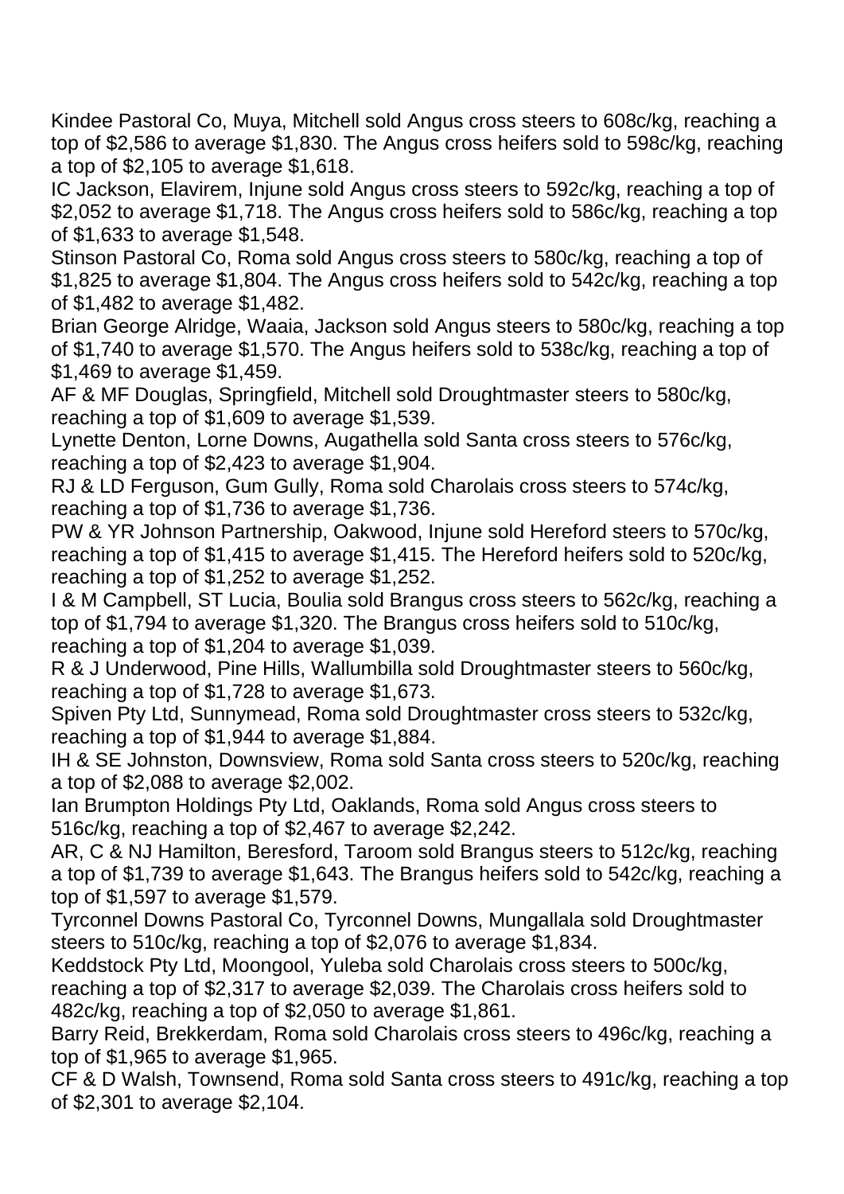Kindee Pastoral Co, Muya, Mitchell sold Angus cross steers to 608c/kg, reaching a top of $2,586 to average $1,830. The Angus cross heifers sold to 598c/kg, reaching a top of $2,105 to average $1,618.

IC Jackson, Elavirem, Injune sold Angus cross steers to 592c/kg, reaching a top of $2,052 to average $1,718. The Angus cross heifers sold to 586c/kg, reaching a top of $1,633 to average $1,548.

Stinson Pastoral Co, Roma sold Angus cross steers to 580c/kg, reaching a top of $1,825 to average $1,804. The Angus cross heifers sold to 542c/kg, reaching a top of $1,482 to average $1,482.

Brian George Alridge, Waaia, Jackson sold Angus steers to 580c/kg, reaching a top of $1,740 to average $1,570. The Angus heifers sold to 538c/kg, reaching a top of $1,469 to average $1,459.

AF & MF Douglas, Springfield, Mitchell sold Droughtmaster steers to 580c/kg, reaching a top of $1,609 to average $1,539.

Lynette Denton, Lorne Downs, Augathella sold Santa cross steers to 576c/kg, reaching a top of $2,423 to average $1,904.

RJ & LD Ferguson, Gum Gully, Roma sold Charolais cross steers to 574c/kg, reaching a top of $1,736 to average $1,736.

PW & YR Johnson Partnership, Oakwood, Injune sold Hereford steers to 570c/kg, reaching a top of $1,415 to average $1,415. The Hereford heifers sold to 520c/kg, reaching a top of $1,252 to average $1,252.

I & M Campbell, ST Lucia, Boulia sold Brangus cross steers to 562c/kg, reaching a top of $1,794 to average $1,320. The Brangus cross heifers sold to 510c/kg, reaching a top of $1,204 to average $1,039.

R & J Underwood, Pine Hills, Wallumbilla sold Droughtmaster steers to 560c/kg, reaching a top of $1,728 to average $1,673.

Spiven Pty Ltd, Sunnymead, Roma sold Droughtmaster cross steers 532c/kg, reaching a top of $1,944 to average $1,884.

IH & SE Johnston, Downsview, Roma sold Santa cross steers to 520c/kg, reaching a top of $2,088 to average $2,002.

Ian Brumpton Holdings Pty Ltd, Oaklands, Roma sold Angus cross steers to 516c/kg, reaching a top of $2,467 to average $2,242.

AR, C & NJ Hamilton, Beresford, Taroom sold Brangus steers to 512c/kg, reaching a top of $1,739 to average $1,643. The Brangus heifers sold to 542c/kg, reaching a top of $1,597 to average $1,579.

Tyrconnel Downs Pastoral Co, Tyrconnel Downs, Mungallala sold Droughtmaster steers to 510c/kg, reaching a top of $2,076 to average $1,834.

Keddstock Pty Ltd, Moongool, Yuleba sold Charolais cross steers to 500c/kg, reaching a top of $2,317 to average $2,039. The Charolais cross heifers sold to 482c/kg, reaching a top of $2,050 to average $1,861.

Barry Reid, Brekkerdam, Roma sold Charolais cross steers to 496c/kg, reaching a top of $1,965 to average $1,965.

CF & D Walsh, Townsend, Roma sold Santa cross steers to 491c/kg, reaching a top of $2,301 to average $2,104.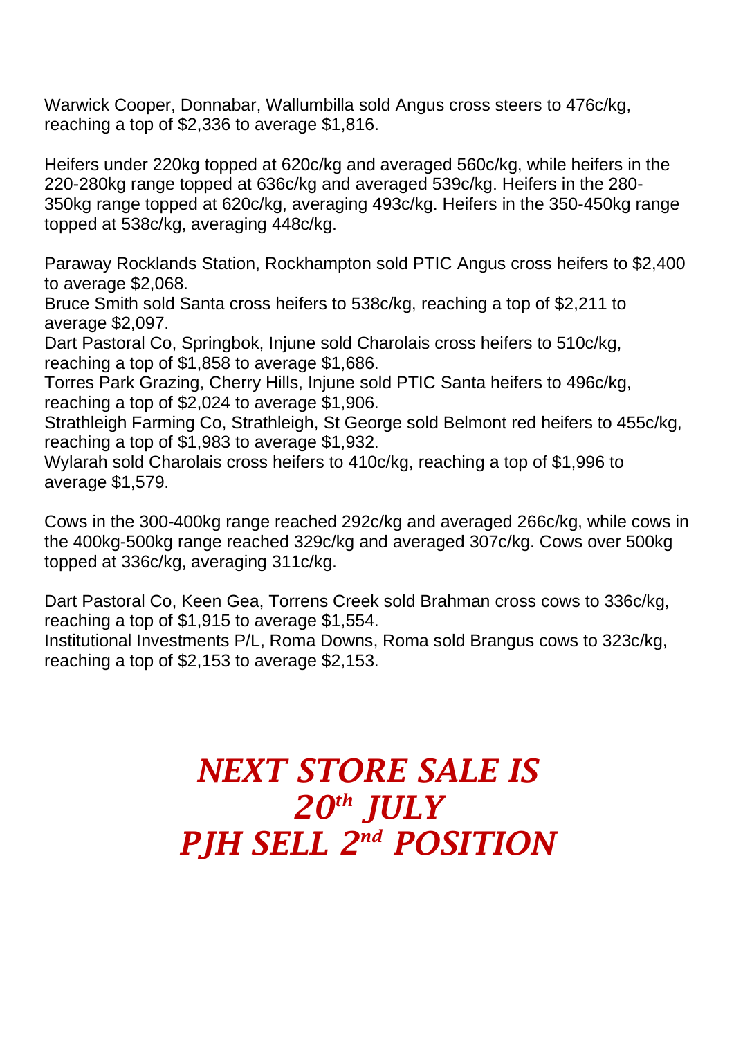Warwick Cooper, Donnabar, Wallumbilla sold Angus cross steers to 476c/kg, reaching a top of $2,336 to average $1,816.

Heifers under 220kg topped at 620c/kg and averaged 560c/kg, while heifers in the 220-280kg range topped at 636c/kg and averaged 539c/kg. Heifers in the 280-350kg range topped at 620c/kg, averaging 493c/kg. Heifers in the 350-450kg range topped at 538c/kg, averaging 448c/kg.

Paraway Rocklands Station, Rockhampton sold PTIC Angus cross heifers to $2,400 to average $2,068.
Bruce Smith sold Santa cross heifers to 538c/kg, reaching a top of $2,211 to average $2,097.
Dart Pastoral Co, Springbok, Injune sold Charolais cross heifers to 510c/kg, reaching a top of $1,858 to average $1,686.
Torres Park Grazing, Cherry Hills, Injune sold PTIC Santa heifers to 496c/kg, reaching a top of $2,024 to average $1,906.
Strathleigh Farming Co, Strathleigh, St George sold Belmont red heifers to 455c/kg, reaching a top of $1,983 to average $1,932.
Wylarah sold Charolais cross heifers to 410c/kg, reaching a top of $1,996 to average $1,579.

Cows in the 300-400kg range reached 292c/kg and averaged 266c/kg, while cows in the 400kg-500kg range reached 329c/kg and averaged 307c/kg. Cows over 500kg topped at 336c/kg, averaging 311c/kg.

Dart Pastoral Co, Keen Gea, Torrens Creek sold Brahman cross cows to 336c/kg, reaching a top of $1,915 to average $1,554.
Institutional Investments P/L, Roma Downs, Roma sold Brangus cows to 323c/kg, reaching a top of $2,153 to average $2,153.

***NEXT STORE SALE IS***
***20th JULY***
***PJH SELL 2nd POSITION***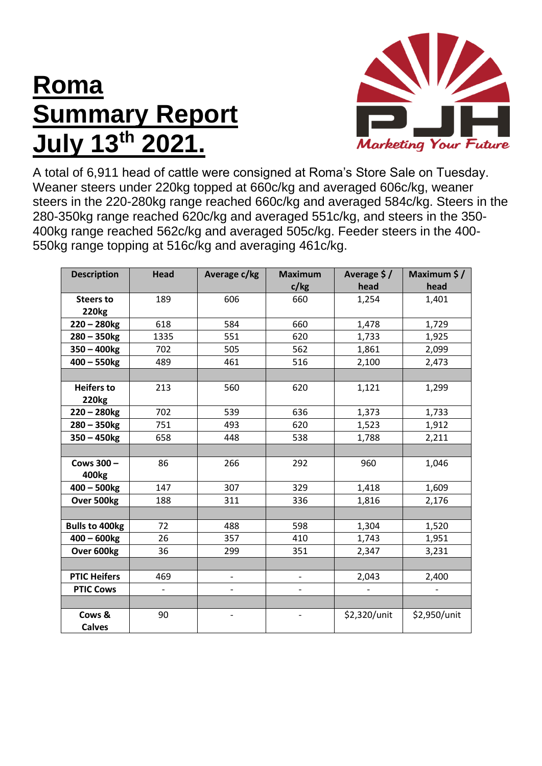# Roma Summary Report July 13th 2021.

A total of 6,911 head of cattle were consigned at Roma's Store Sale on Tuesday. Weaner steers under 220kg topped at 660c/kg and averaged 606c/kg, weaner steers in the 220-280kg range reached 660c/kg and averaged 584c/kg. Steers in the 280-350kg range reached 620c/kg and averaged 551c/kg, and steers in the 350-400kg range reached 562c/kg and averaged 505c/kg. Feeder steers in the 400-550kg range topping at 516c/kg and averaging 461c/kg.

| Description | Head | Average c/kg | Maximum c/kg | Average $ / head | Maximum $ / head |
|---|---|---|---|---|---|
| Steers to 220kg | 189 | 606 | 660 | 1,254 | 1,401 |
| 220 – 280kg | 618 | 584 | 660 | 1,478 | 1,729 |
| 280 – 350kg | 1335 | 551 | 620 | 1,733 | 1,925 |
| 350 – 400kg | 702 | 505 | 562 | 1,861 | 2,099 |
| 400 – 550kg | 489 | 461 | 516 | 2,100 | 2,473 |
| | | | | | |
| Heifers to 220kg | 213 | 560 | 620 | 1,121 | 1,299 |
| 220 – 280kg | 702 | 539 | 636 | 1,373 | 1,733 |
| 280 – 350kg | 751 | 493 | 620 | 1,523 | 1,912 |
| 350 – 450kg | 658 | 448 | 538 | 1,788 | 2,211 |
| | | | | | |
| Cows 300 – 400kg | 86 | 266 | 292 | 960 | 1,046 |
| 400 – 500kg | 147 | 307 | 329 | 1,418 | 1,609 |
| Over 500kg | 188 | 311 | 336 | 1,816 | 2,176 |
| | | | | | |
| Bulls to 400kg | 72 | 488 | 598 | 1,304 | 1,520 |
| 400 – 600kg | 26 | 357 | 410 | 1,743 | 1,951 |
| Over 600kg | 36 | 299 | 351 | 2,347 | 3,231 |
| | | | | | |
| PTIC Heifers | 469 | - | - | 2,043 | 2,400 |
| PTIC Cows | - | - | - | - | - |
| | | | | | |
| Cows & Calves | 90 | - | - | $2,320/unit | $2,950/unit |